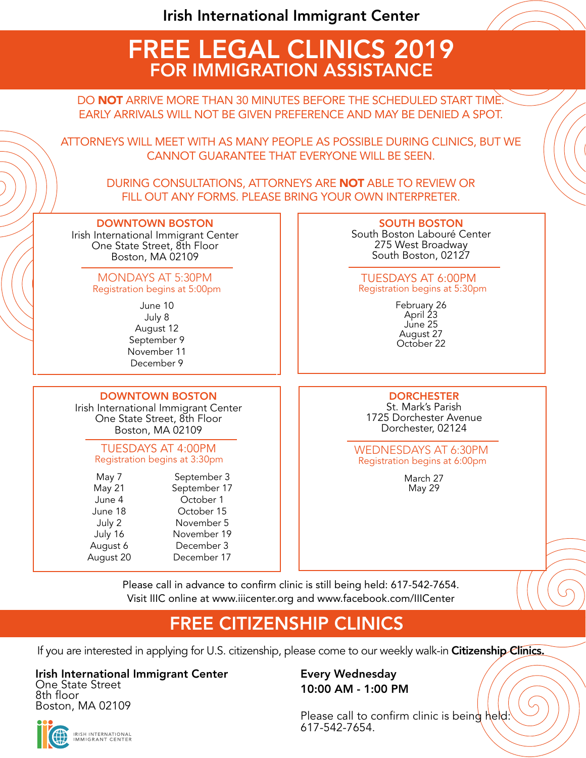Irish International Immigrant Center

# FREE LEGAL CLINICS 2019
## FOR IMMIGRATION ASSISTANCE

DO **NOT** ARRIVE MORE THAN 30 MINUTES BEFORE THE SCHEDULED START TIME. EARLY ARRIVALS WILL NOT BE GIVEN PREFERENCE AND MAY BE DENIED A SPOT.

ATTORNEYS WILL MEET WITH AS MANY PEOPLE AS POSSIBLE DURING CLINICS, BUT WE CANNOT GUARANTEE THAT EVERYONE WILL BE SEEN.

DURING CONSULTATIONS, ATTORNEYS ARE **NOT** ABLE TO REVIEW OR FILL OUT ANY FORMS. PLEASE BRING YOUR OWN INTERPRETER.

### DOWNTOWN BOSTON

Irish International Immigrant Center
One State Street, 8th Floor
Boston, MA 02109

MONDAYS AT 5:30PM
Registration begins at 5:00pm

- June 10
- July 8
- August 12
- September 9
- November 11
- December 9

### SOUTH BOSTON

South Boston Labouré Center
275 West Broadway
South Boston, 02127

TUESDAYS AT 6:00PM
Registration begins at 5:30pm

- February 26
- April 23
- June 25
- August 27
- October 22

### DOWNTOWN BOSTON

Irish International Immigrant Center
One State Street, 8th Floor
Boston, MA 02109

TUESDAYS AT 4:00PM
Registration begins at 3:30pm

- May 7
- May 21
- June 4
- June 18
- July 2
- July 16
- August 6
- August 20
- September 3
- September 17
- October 1
- October 15
- November 5
- November 19
- December 3
- December 17

### DORCHESTER

St. Mark's Parish
1725 Dorchester Avenue
Dorchester, 02124

WEDNESDAYS AT 6:30PM
Registration begins at 6:00pm

- March 27
- May 29

Please call in advance to confirm clinic is still being held: 617-542-7654.
Visit IIIC online at www.iiicenter.org and www.facebook.com/IIICenter

# FREE CITIZENSHIP CLINICS

If you are interested in applying for U.S. citizenship, please come to our weekly walk-in **Citizenship Clinics.**

**Irish International Immigrant Center**
One State Street
8th floor
Boston, MA 02109

**Every Wednesday**
**10:00 AM - 1:00 PM**

Please call to confirm clinic is being held: 617-542-7654.

IRISH INTERNATIONAL IMMIGRANT CENTER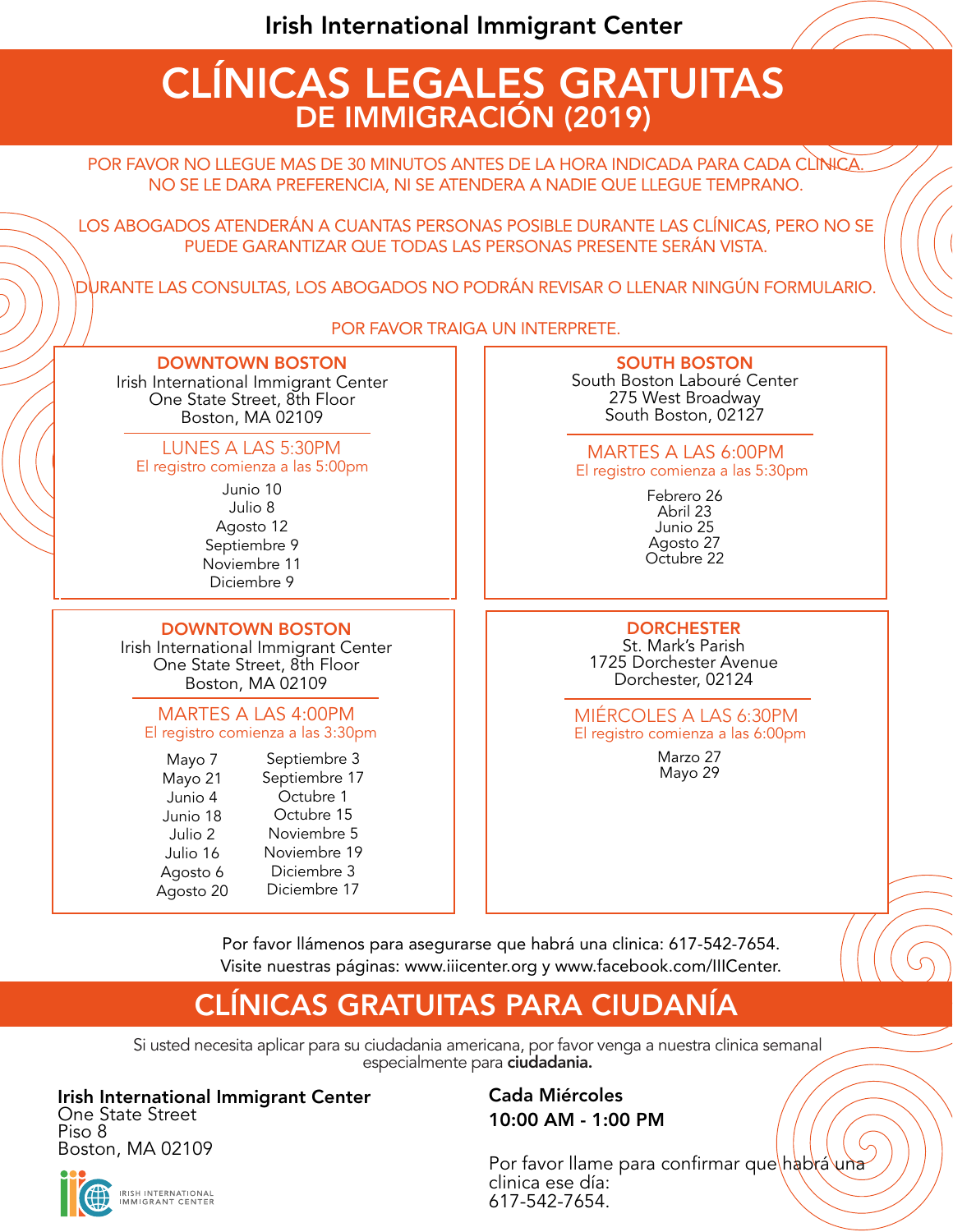Irish International Immigrant Center

# CLÍNICAS LEGALES GRATUITAS
## DE IMMIGRACIÓN (2019)

POR FAVOR NO LLEGUE MAS DE 30 MINUTOS ANTES DE LA HORA INDICADA PARA CADA CLINICA. NO SE LE DARA PREFERENCIA, NI SE ATENDERA A NADIE QUE LLEGUE TEMPRANO.

LOS ABOGADOS ATENDERÁN A CUANTAS PERSONAS POSIBLE DURANTE LAS CLÍNICAS, PERO NO SE PUEDE GARANTIZAR QUE TODAS LAS PERSONAS PRESENTE SERÁN VISTA.

DURANTE LAS CONSULTAS, LOS ABOGADOS NO PODRÁN REVISAR O LLENAR NINGÚN FORMULARIO.

POR FAVOR TRAIGA UN INTERPRETE.

### DOWNTOWN BOSTON

Irish International Immigrant Center
One State Street, 8th Floor
Boston, MA 02109

**LUNES A LAS 5:30PM**
El registro comienza a las 5:00pm

- Junio 10
- Julio 8
- Agosto 12
- Septiembre 9
- Noviembre 11
- Diciembre 9

### SOUTH BOSTON

South Boston Labouré Center
275 West Broadway
South Boston, 02127

**MARTES A LAS 6:00PM**
El registro comienza a las 5:30pm

- Febrero 26
- Abril 23
- Junio 25
- Agosto 27
- Octubre 22

### DOWNTOWN BOSTON

Irish International Immigrant Center
One State Street, 8th Floor
Boston, MA 02109

**MARTES A LAS 4:00PM**
El registro comienza a las 3:30pm

- Mayo 7
- Mayo 21
- Junio 4
- Junio 18
- Julio 2
- Julio 16
- Agosto 6
- Agosto 20
- Septiembre 3
- Septiembre 17
- Octubre 1
- Octubre 15
- Noviembre 5
- Noviembre 19
- Diciembre 3
- Diciembre 17

### DORCHESTER

St. Mark's Parish
1725 Dorchester Avenue
Dorchester, 02124

**MIÉRCOLES A LAS 6:30PM**
El registro comienza a las 6:00pm

- Marzo 27
- Mayo 29

Por favor llámenos para asegurarse que habrá una clinica: 617-542-7654.
Visite nuestras páginas: www.iiicenter.org y www.facebook.com/IIICenter.

# CLÍNICAS GRATUITAS PARA CIUDANÍA

Si usted necesita aplicar para su ciudadania americana, por favor venga a nuestra clinica semanal especialmente para **ciudadania.**

**Irish International Immigrant Center**
One State Street
Piso 8
Boston, MA 02109

**Cada Miércoles**
**10:00 AM - 1:00 PM**

Por favor llame para confirmar que habrá una clinica ese día:
617-542-7654.

IRISH INTERNATIONAL IMMIGRANT CENTER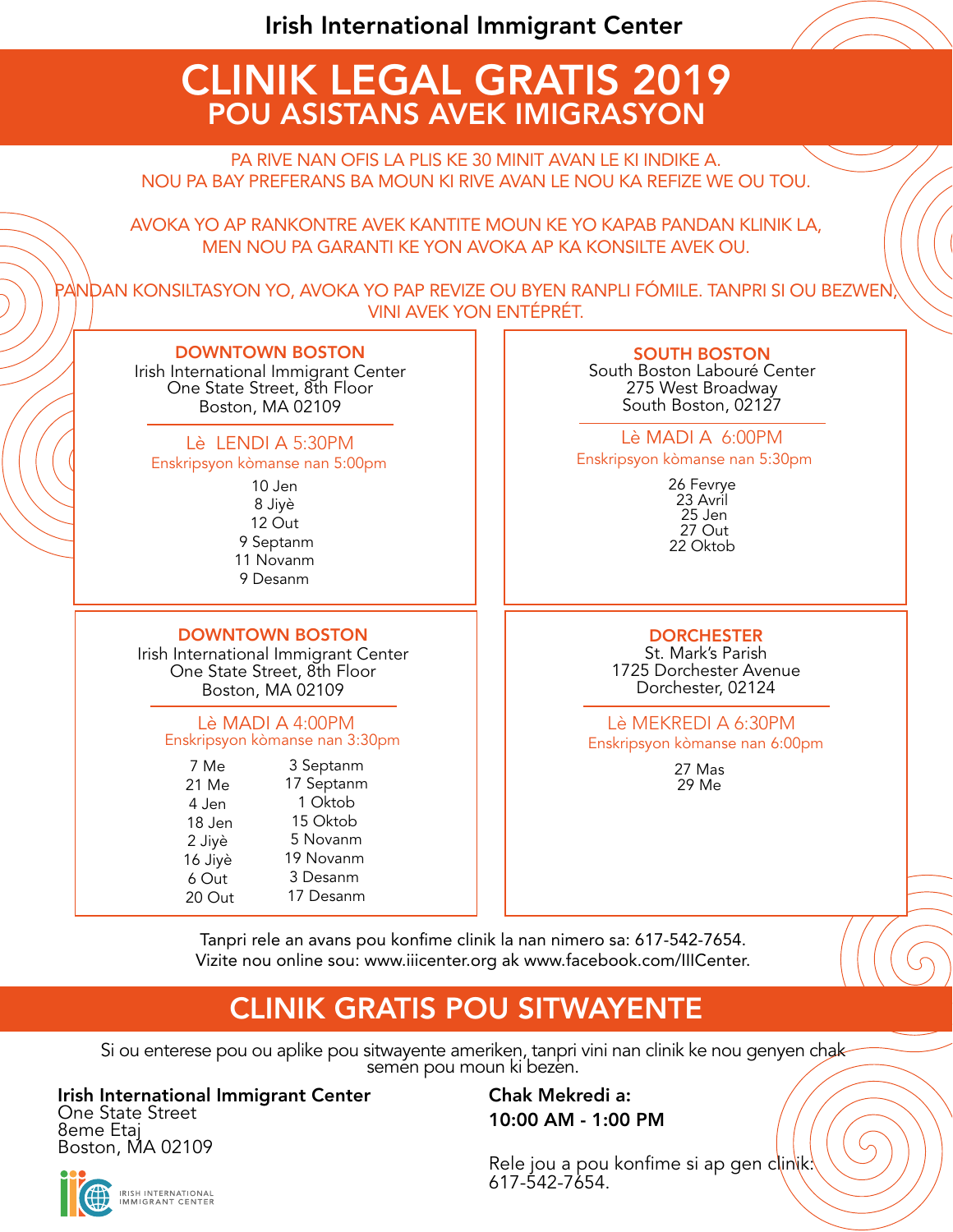Irish International Immigrant Center

# CLINIK LEGAL GRATIS 2019
## POU ASISTANS AVEK IMIGRASYON

PA RIVE NAN OFIS LA PLIS KE 30 MINIT AVAN LE KI INDIKE A.
NOU PA BAY PREFERANS BA MOUN KI RIVE AVAN LE NOU KA REFIZE WE OU TOU.

AVOKA YO AP RANKONTRE AVEK KANTITE MOUN KE YO KAPAB PANDAN KLINIK LA,
MEN NOU PA GARANTI KE YON AVOKA AP KA KONSILTE AVEK OU.

PANDAN KONSILTASYON YO, AVOKA YO PAP REVIZE OU BYEN RANPLI FÓMILE. TANPRI SI OU BEZWEN, VINI AVEK YON ENTÉPRÉT.

### DOWNTOWN BOSTON

Irish International Immigrant Center
One State Street, 8th Floor
Boston, MA 02109

**Lè LENDI A 5:30PM**
Enskripsyon kòmanse nan 5:00pm

10 Jen
8 Jiyè
12 Out
9 Septanm
11 Novanm
9 Desanm

### SOUTH BOSTON

South Boston Labouré Center
275 West Broadway
South Boston, 02127

**Lè MADI A 6:00PM**
Enskripsyon kòmanse nan 5:30pm

26 Fevrye
23 Avril
25 Jen
27 Out
22 Oktob

### DOWNTOWN BOSTON

Irish International Immigrant Center
One State Street, 8th Floor
Boston, MA 02109

**Lè MADI A 4:00PM**
Enskripsyon kòmanse nan 3:30pm

7 Me
21 Me
4 Jen
18 Jen
2 Jiyè
16 Jiyè
6 Out
20 Out
3 Septanm
17 Septanm
1 Oktob
15 Oktob
5 Novanm
19 Novanm
3 Desanm
17 Desanm

### DORCHESTER

St. Mark's Parish
1725 Dorchester Avenue
Dorchester, 02124

**Lè MEKREDI A 6:30PM**
Enskripsyon kòmanse nan 6:00pm

27 Mas
29 Me

Tanpri rele an avans pou konfime clinik la nan nimero sa: 617-542-7654.
Vizite nou online sou: www.iiicenter.org ak www.facebook.com/IIICenter.

# CLINIK GRATIS POU SITWAYENTE

Si ou enterese pou ou aplike pou sitwayente ameriken, tanpri vini nan clinik ke nou genyen chak semen pou moun ki bezen.

**Irish International Immigrant Center**
One State Street
8eme Etaj
Boston, MA 02109

**Chak Mekredi a:**
**10:00 AM - 1:00 PM**

Rele jou a pou konfime si ap gen clinik: 617-542-7654.

IRISH INTERNATIONAL IMMIGRANT CENTER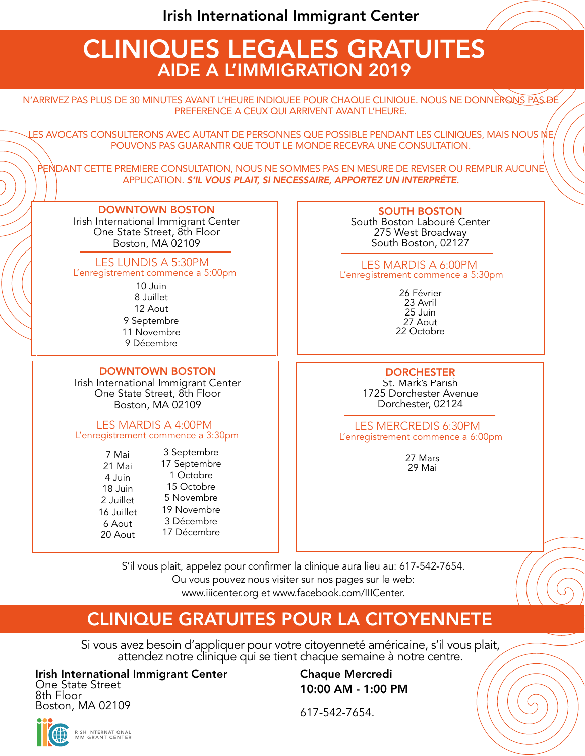Irish International Immigrant Center

# CLINIQUES LEGALES GRATUITES

## AIDE A L'IMMIGRATION 2019

N'ARRIVEZ PAS PLUS DE 30 MINUTES AVANT L'HEURE INDIQUEE POUR CHAQUE CLINIQUE. NOUS NE DONNERONS PAS DE PREFERENCE A CEUX QUI ARRIVENT AVANT L'HEURE.

LES AVOCATS CONSULTERONS AVEC AUTANT DE PERSONNES QUE POSSIBLE PENDANT LES CLINIQUES, MAIS NOUS NE POUVONS PAS GUARANTIR QUE TOUT LE MONDE RECEVRA UNE CONSULTATION.

PENDANT CETTE PREMIERE CONSULTATION, NOUS NE SOMMES PAS EN MESURE DE REVISER OU REMPLIR AUCUNE APPLICATION. ***S'IL VOUS PLAIT, SI NECESSAIRE, APPORTEZ UN INTERPRÉTE.***

### DOWNTOWN BOSTON

Irish International Immigrant Center
One State Street, 8th Floor
Boston, MA 02109

LES LUNDIS A 5:30PM
L'enregistrement commence a 5:00pm

10 Juin
8 Juillet
12 Aout
9 Septembre
11 Novembre
9 Décembre

### SOUTH BOSTON

South Boston Labouré Center
275 West Broadway
South Boston, 02127

LES MARDIS A 6:00PM
L'enregistrement commence a 5:30pm

26 Février
23 Avril
25 Juin
27 Aout
22 Octobre

### DOWNTOWN BOSTON

Irish International Immigrant Center
One State Street, 8th Floor
Boston, MA 02109

LES MARDIS A 4:00PM
L'enregistrement commence a 3:30pm

7 Mai
21 Mai
4 Juin
18 Juin
2 Juillet
16 Juillet
6 Aout
20 Aout
3 Septembre
17 Septembre
1 Octobre
15 Octobre
5 Novembre
19 Novembre
3 Décembre
17 Décembre

### DORCHESTER

St. Mark's Parish
1725 Dorchester Avenue
Dorchester, 02124

LES MERCREDIS 6:30PM
L'enregistrement commence a 6:00pm

27 Mars
29 Mai

S'il vous plait, appelez pour confirmer la clinique aura lieu au: 617-542-7654.
Ou vous pouvez nous visiter sur nos pages sur le web:
www.iiicenter.org et www.facebook.com/IIICenter.

## CLINIQUE GRATUITES POUR LA CITOYENNETE

Si vous avez besoin d'appliquer pour votre citoyenneté américaine, s'il vous plait, attendez notre clinique qui se tient chaque semaine à notre centre.

**Irish International Immigrant Center**
One State Street
8th Floor
Boston, MA 02109

**Chaque Mercredi**
**10:00 AM - 1:00 PM**

617-542-7654.

IRISH INTERNATIONAL IMMIGRANT CENTER